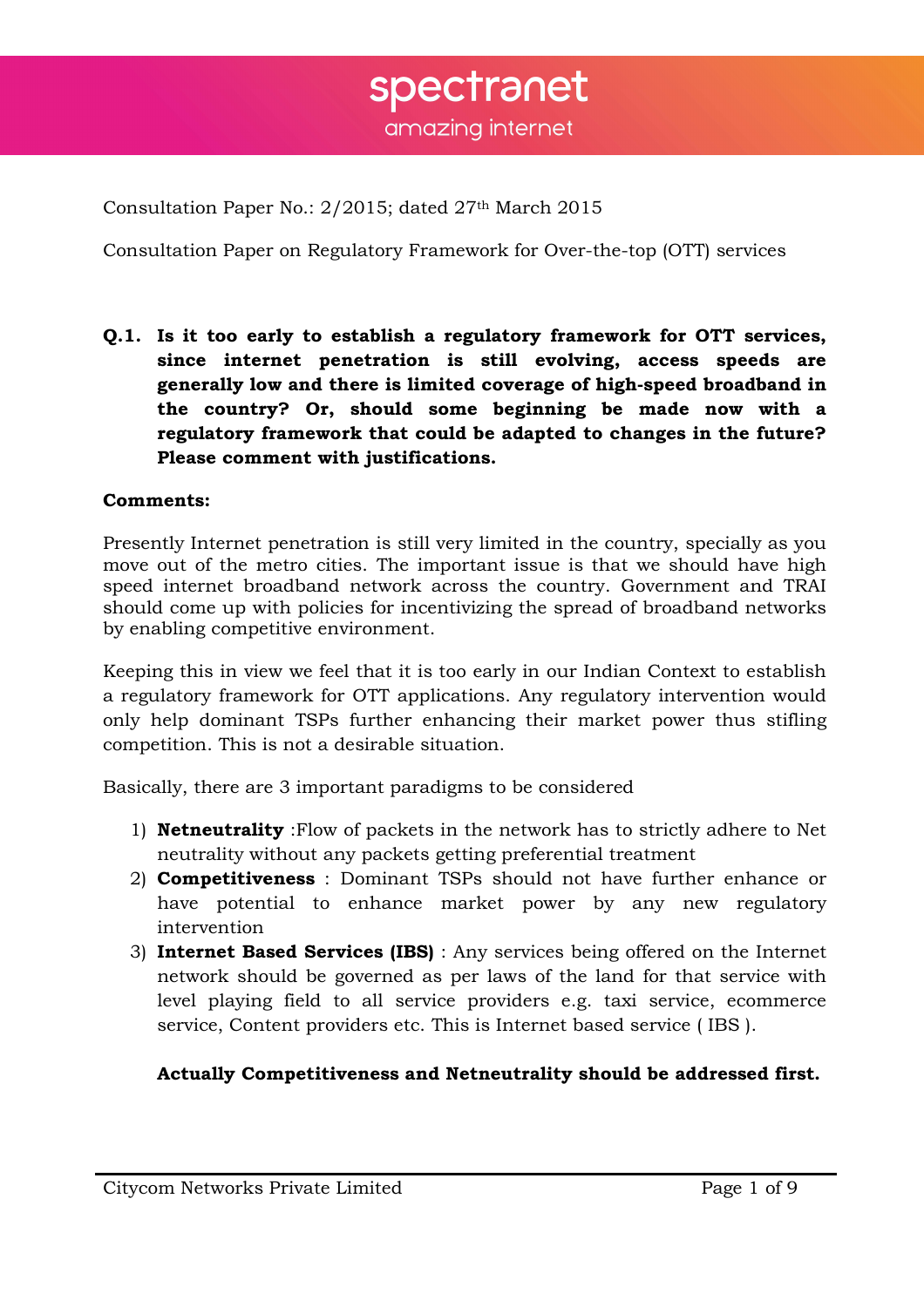Consultation Paper No.: 2/2015; dated 27th March 2015

Consultation Paper on Regulatory Framework for Over-the-top (OTT) services

**Q.1. Is it too early to establish a regulatory framework for OTT services, since internet penetration is still evolving, access speeds are generally low and there is limited coverage of high-speed broadband in the country? Or, should some beginning be made now with a regulatory framework that could be adapted to changes in the future? Please comment with justifications.**

**Comments:**

Presently Internet penetration is still very limited in the country, specially as you move out of the metro cities. The important issue is that we should have high speed internet broadband network across the country. Government and TRAI should come up with policies for incentivizing the spread of broadband networks by enabling competitive environment.

Keeping this in view we feel that it is too early in our Indian Context to establish a regulatory framework for OTT applications. Any regulatory intervention would only help dominant TSPs further enhancing their market power thus stifling competition. This is not a desirable situation.

Basically, there are 3 important paradigms to be considered

1) **Netneutrality** :Flow of packets in the network has to strictly adhere to Net neutrality without any packets getting preferential treatment
2) **Competitiveness** : Dominant TSPs should not have further enhance or have potential to enhance market power by any new regulatory intervention
3) **Internet Based Services (IBS)** : Any services being offered on the Internet network should be governed as per laws of the land for that service with level playing field to all service providers e.g. taxi service, ecommerce service, Content providers etc. This is Internet based service ( IBS ).

**Actually Competitiveness and Netneutrality should be addressed first.**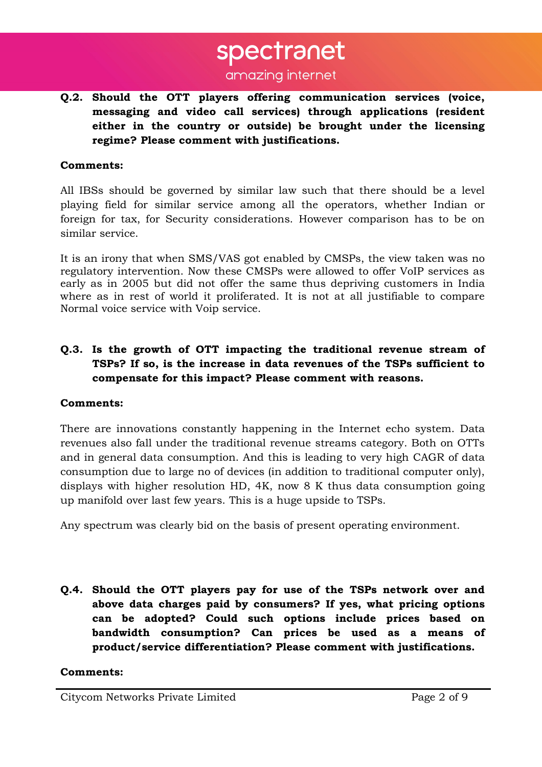**Q.2. Should the OTT players offering communication services (voice, messaging and video call services) through applications (resident either in the country or outside) be brought under the licensing regime? Please comment with justifications.**

**Comments:**

All IBSs should be governed by similar law such that there should be a level playing field for similar service among all the operators, whether Indian or foreign for tax, for Security considerations. However comparison has to be on similar service.

It is an irony that when SMS/VAS got enabled by CMSPs, the view taken was no regulatory intervention. Now these CMSPs were allowed to offer VoIP services as early as in 2005 but did not offer the same thus depriving customers in India where as in rest of world it proliferated. It is not at all justifiable to compare Normal voice service with Voip service.

**Q.3. Is the growth of OTT impacting the traditional revenue stream of TSPs? If so, is the increase in data revenues of the TSPs sufficient to compensate for this impact? Please comment with reasons.**

**Comments:**

There are innovations constantly happening in the Internet echo system. Data revenues also fall under the traditional revenue streams category. Both on OTTs and in general data consumption. And this is leading to very high CAGR of data consumption due to large no of devices (in addition to traditional computer only), displays with higher resolution HD, 4K, now 8 K thus data consumption going up manifold over last few years. This is a huge upside to TSPs.

Any spectrum was clearly bid on the basis of present operating environment.

**Q.4. Should the OTT players pay for use of the TSPs network over and above data charges paid by consumers? If yes, what pricing options can be adopted? Could such options include prices based on bandwidth consumption? Can prices be used as a means of product/service differentiation? Please comment with justifications.**

**Comments:**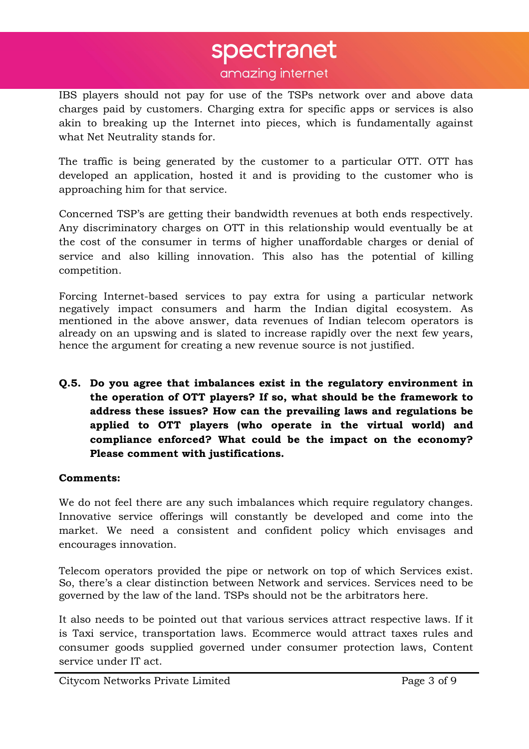IBS players should not pay for use of the TSPs network over and above data charges paid by customers. Charging extra for specific apps or services is also akin to breaking up the Internet into pieces, which is fundamentally against what Net Neutrality stands for.

The traffic is being generated by the customer to a particular OTT. OTT has developed an application, hosted it and is providing to the customer who is approaching him for that service.

Concerned TSP's are getting their bandwidth revenues at both ends respectively. Any discriminatory charges on OTT in this relationship would eventually be at the cost of the consumer in terms of higher unaffordable charges or denial of service and also killing innovation. This also has the potential of killing competition.

Forcing Internet-based services to pay extra for using a particular network negatively impact consumers and harm the Indian digital ecosystem. As mentioned in the above answer, data revenues of Indian telecom operators is already on an upswing and is slated to increase rapidly over the next few years, hence the argument for creating a new revenue source is not justified.

**Q.5. Do you agree that imbalances exist in the regulatory environment in the operation of OTT players? If so, what should be the framework to address these issues? How can the prevailing laws and regulations be applied to OTT players (who operate in the virtual world) and compliance enforced? What could be the impact on the economy? Please comment with justifications.**

**Comments:**

We do not feel there are any such imbalances which require regulatory changes. Innovative service offerings will constantly be developed and come into the market. We need a consistent and confident policy which envisages and encourages innovation.

Telecom operators provided the pipe or network on top of which Services exist. So, there's a clear distinction between Network and services. Services need to be governed by the law of the land. TSPs should not be the arbitrators here.

It also needs to be pointed out that various services attract respective laws. If it is Taxi service, transportation laws. Ecommerce would attract taxes rules and consumer goods supplied governed under consumer protection laws, Content service under IT act.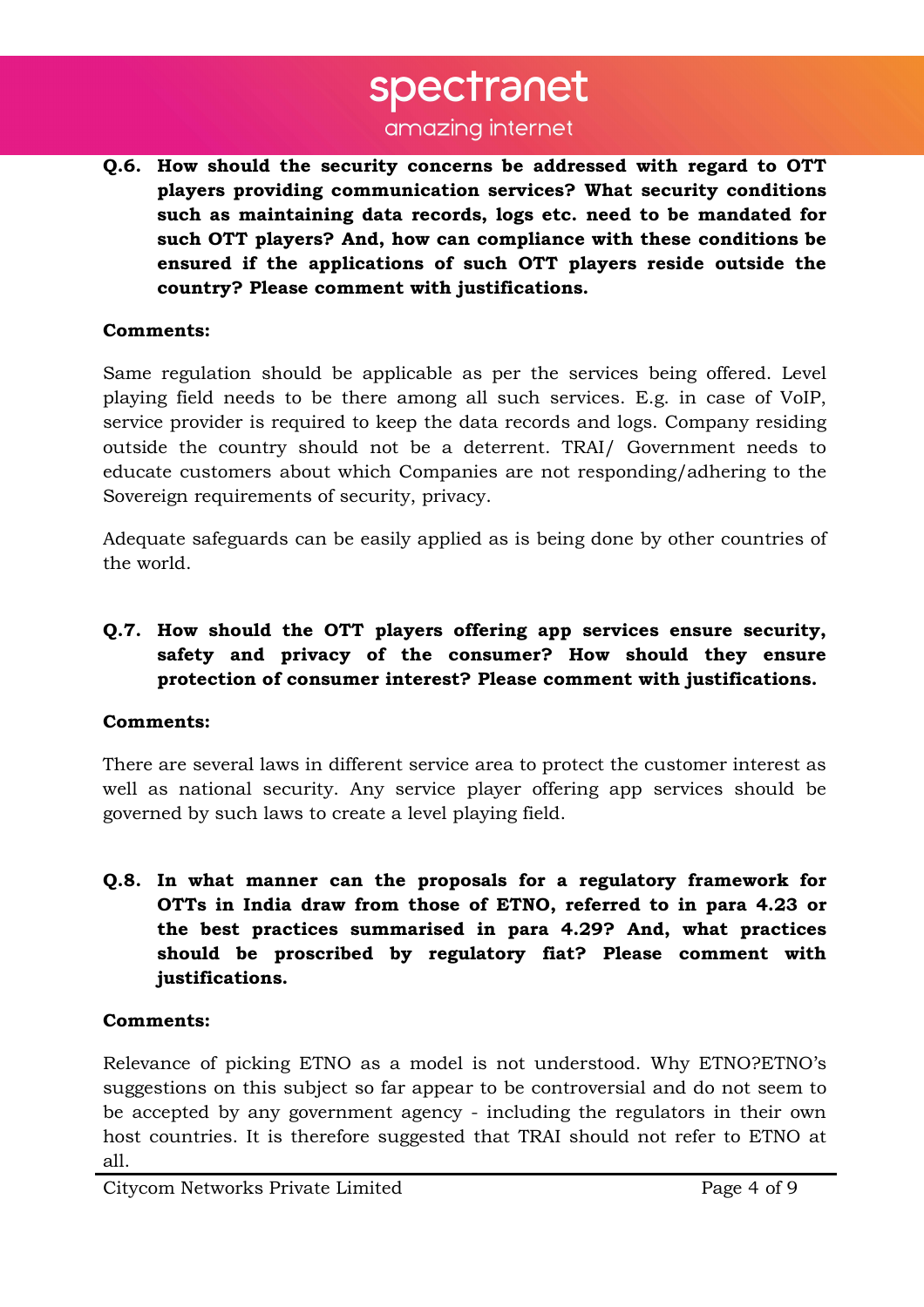**Q.6. How should the security concerns be addressed with regard to OTT players providing communication services? What security conditions such as maintaining data records, logs etc. need to be mandated for such OTT players? And, how can compliance with these conditions be ensured if the applications of such OTT players reside outside the country? Please comment with justifications.**

**Comments:**

Same regulation should be applicable as per the services being offered. Level playing field needs to be there among all such services. E.g. in case of VoIP, service provider is required to keep the data records and logs. Company residing outside the country should not be a deterrent. TRAI/ Government needs to educate customers about which Companies are not responding/adhering to the Sovereign requirements of security, privacy.

Adequate safeguards can be easily applied as is being done by other countries of the world.

**Q.7. How should the OTT players offering app services ensure security, safety and privacy of the consumer? How should they ensure protection of consumer interest? Please comment with justifications.**

**Comments:**

There are several laws in different service area to protect the customer interest as well as national security. Any service player offering app services should be governed by such laws to create a level playing field.

**Q.8. In what manner can the proposals for a regulatory framework for OTTs in India draw from those of ETNO, referred to in para 4.23 or the best practices summarised in para 4.29? And, what practices should be proscribed by regulatory fiat? Please comment with justifications.**

**Comments:**

Relevance of picking ETNO as a model is not understood. Why ETNO?ETNO's suggestions on this subject so far appear to be controversial and do not seem to be accepted by any government agency - including the regulators in their own host countries. It is therefore suggested that TRAI should not refer to ETNO at all.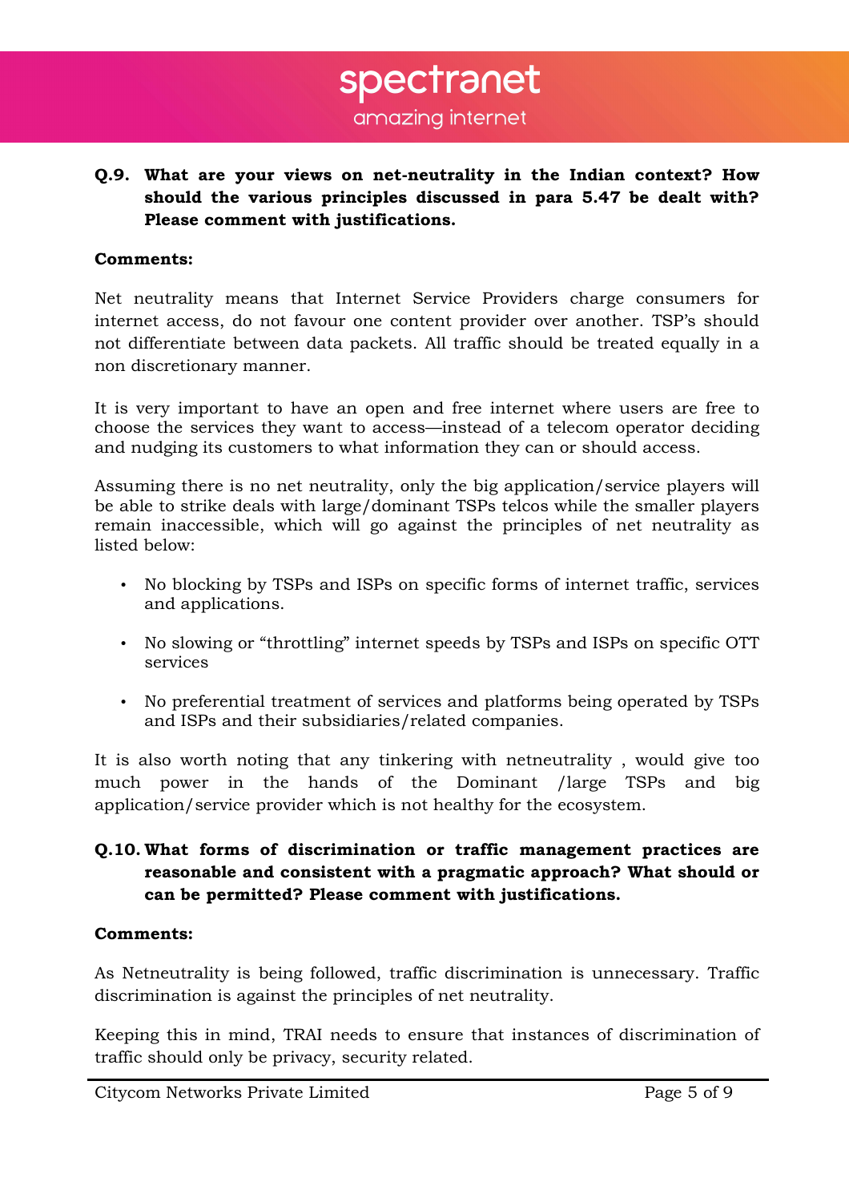**Q.9. What are your views on net-neutrality in the Indian context? How should the various principles discussed in para 5.47 be dealt with? Please comment with justifications.**

**Comments:**

Net neutrality means that Internet Service Providers charge consumers for internet access, do not favour one content provider over another. TSP's should not differentiate between data packets. All traffic should be treated equally in a non discretionary manner.

It is very important to have an open and free internet where users are free to choose the services they want to access—instead of a telecom operator deciding and nudging its customers to what information they can or should access.

Assuming there is no net neutrality, only the big application/service players will be able to strike deals with large/dominant TSPs telcos while the smaller players remain inaccessible, which will go against the principles of net neutrality as listed below:

- No blocking by TSPs and ISPs on specific forms of internet traffic, services and applications.
- No slowing or "throttling" internet speeds by TSPs and ISPs on specific OTT services
- No preferential treatment of services and platforms being operated by TSPs and ISPs and their subsidiaries/related companies.

It is also worth noting that any tinkering with netneutrality , would give too much power in the hands of the Dominant /large TSPs and big application/service provider which is not healthy for the ecosystem.

**Q.10. What forms of discrimination or traffic management practices are reasonable and consistent with a pragmatic approach? What should or can be permitted? Please comment with justifications.**

**Comments:**

As Netneutrality is being followed, traffic discrimination is unnecessary. Traffic discrimination is against the principles of net neutrality.

Keeping this in mind, TRAI needs to ensure that instances of discrimination of traffic should only be privacy, security related.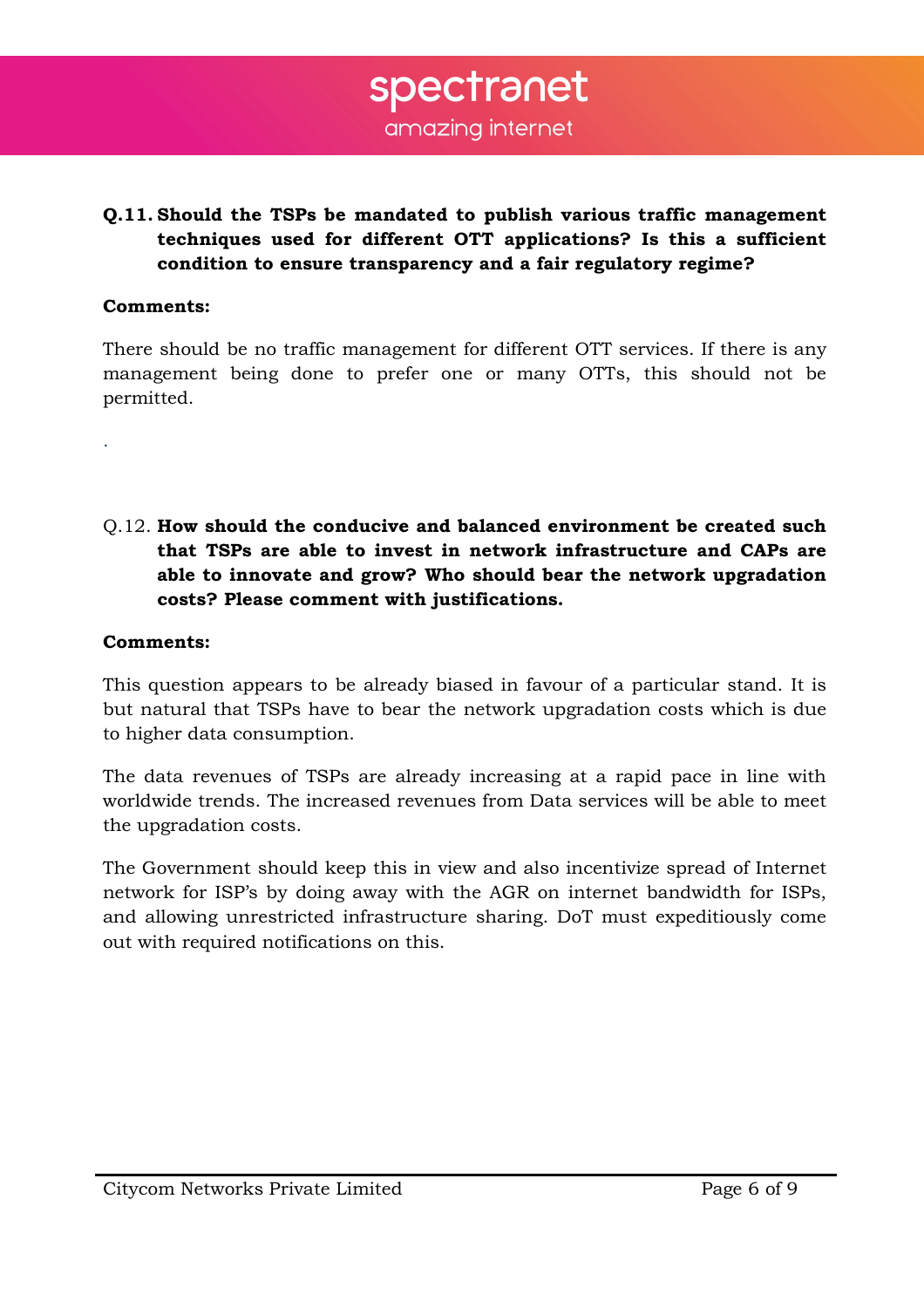**Q.11. Should the TSPs be mandated to publish various traffic management techniques used for different OTT applications? Is this a sufficient condition to ensure transparency and a fair regulatory regime?**

**Comments:**

There should be no traffic management for different OTT services. If there is any management being done to prefer one or many OTTs, this should not be permitted.

.

Q.12. **How should the conducive and balanced environment be created such that TSPs are able to invest in network infrastructure and CAPs are able to innovate and grow? Who should bear the network upgradation costs? Please comment with justifications.**

**Comments:**

This question appears to be already biased in favour of a particular stand. It is but natural that TSPs have to bear the network upgradation costs which is due to higher data consumption.

The data revenues of TSPs are already increasing at a rapid pace in line with worldwide trends. The increased revenues from Data services will be able to meet the upgradation costs.

The Government should keep this in view and also incentivize spread of Internet network for ISP's by doing away with the AGR on internet bandwidth for ISPs, and allowing unrestricted infrastructure sharing. DoT must expeditiously come out with required notifications on this.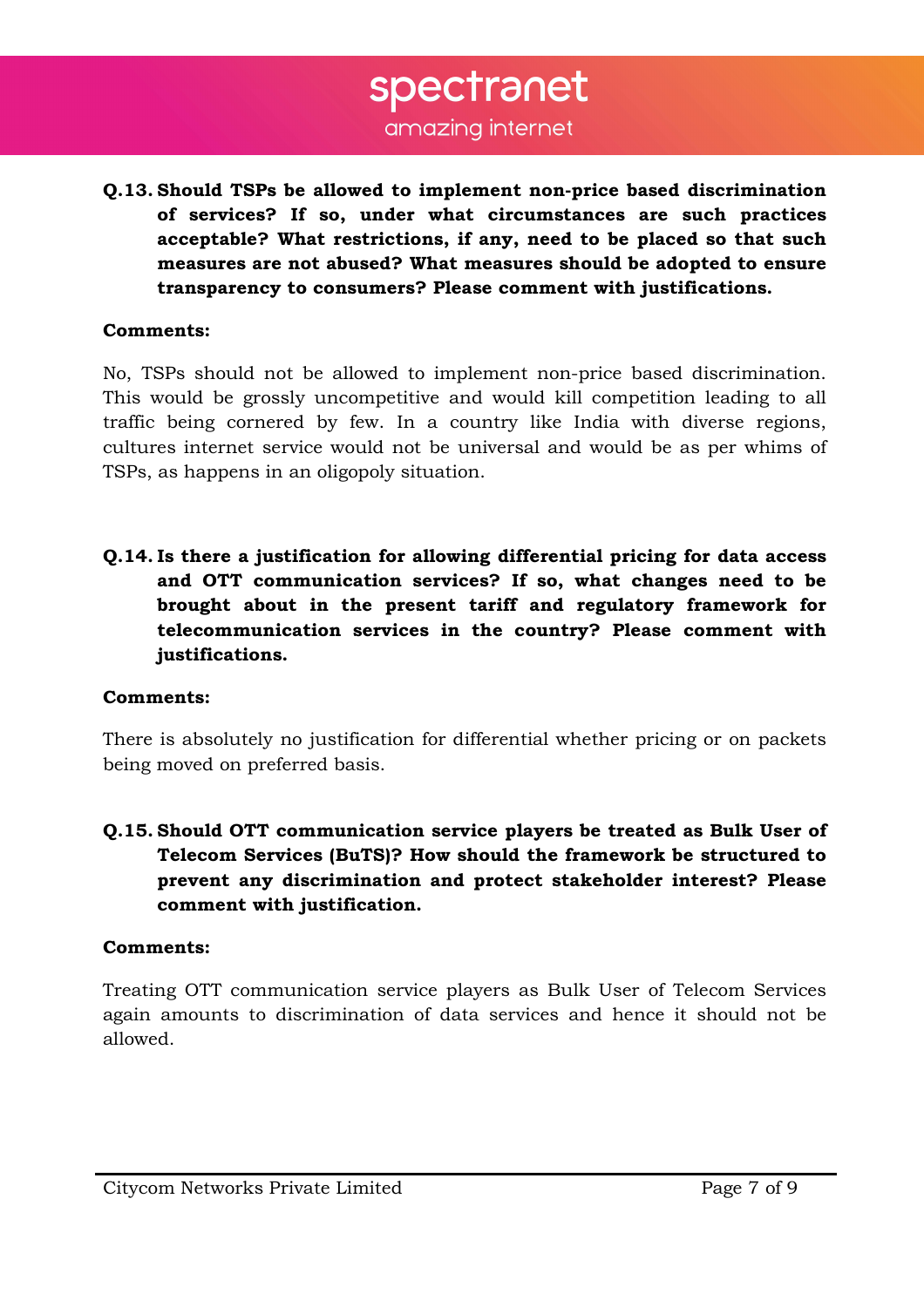**Q.13. Should TSPs be allowed to implement non-price based discrimination of services? If so, under what circumstances are such practices acceptable? What restrictions, if any, need to be placed so that such measures are not abused? What measures should be adopted to ensure transparency to consumers? Please comment with justifications.**

**Comments:**

No, TSPs should not be allowed to implement non-price based discrimination. This would be grossly uncompetitive and would kill competition leading to all traffic being cornered by few. In a country like India with diverse regions, cultures internet service would not be universal and would be as per whims of TSPs, as happens in an oligopoly situation.

**Q.14. Is there a justification for allowing differential pricing for data access and OTT communication services? If so, what changes need to be brought about in the present tariff and regulatory framework for telecommunication services in the country? Please comment with justifications.**

**Comments:**

There is absolutely no justification for differential whether pricing or on packets being moved on preferred basis.

**Q.15. Should OTT communication service players be treated as Bulk User of Telecom Services (BuTS)? How should the framework be structured to prevent any discrimination and protect stakeholder interest? Please comment with justification.**

**Comments:**

Treating OTT communication service players as Bulk User of Telecom Services again amounts to discrimination of data services and hence it should not be allowed.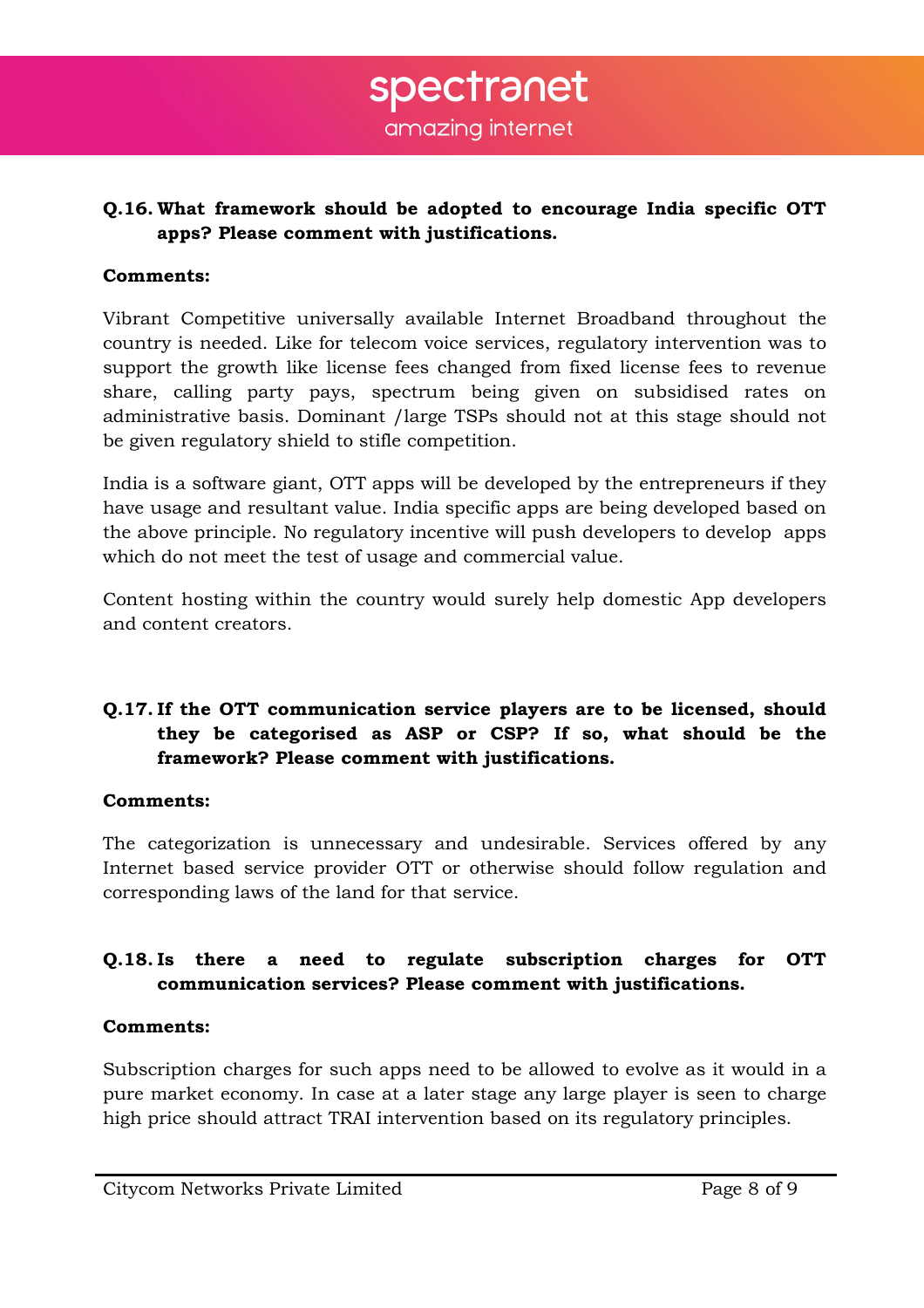**Q.16. What framework should be adopted to encourage India specific OTT apps? Please comment with justifications.**

**Comments:**

Vibrant Competitive universally available Internet Broadband throughout the country is needed. Like for telecom voice services, regulatory intervention was to support the growth like license fees changed from fixed license fees to revenue share, calling party pays, spectrum being given on subsidised rates on administrative basis. Dominant /large TSPs should not at this stage should not be given regulatory shield to stifle competition.

India is a software giant, OTT apps will be developed by the entrepreneurs if they have usage and resultant value. India specific apps are being developed based on the above principle. No regulatory incentive will push developers to develop apps which do not meet the test of usage and commercial value.

Content hosting within the country would surely help domestic App developers and content creators.

**Q.17. If the OTT communication service players are to be licensed, should they be categorised as ASP or CSP? If so, what should be the framework? Please comment with justifications.**

**Comments:**

The categorization is unnecessary and undesirable. Services offered by any Internet based service provider OTT or otherwise should follow regulation and corresponding laws of the land for that service.

**Q.18. Is there a need to regulate subscription charges for OTT communication services? Please comment with justifications.**

**Comments:**

Subscription charges for such apps need to be allowed to evolve as it would in a pure market economy. In case at a later stage any large player is seen to charge high price should attract TRAI intervention based on its regulatory principles.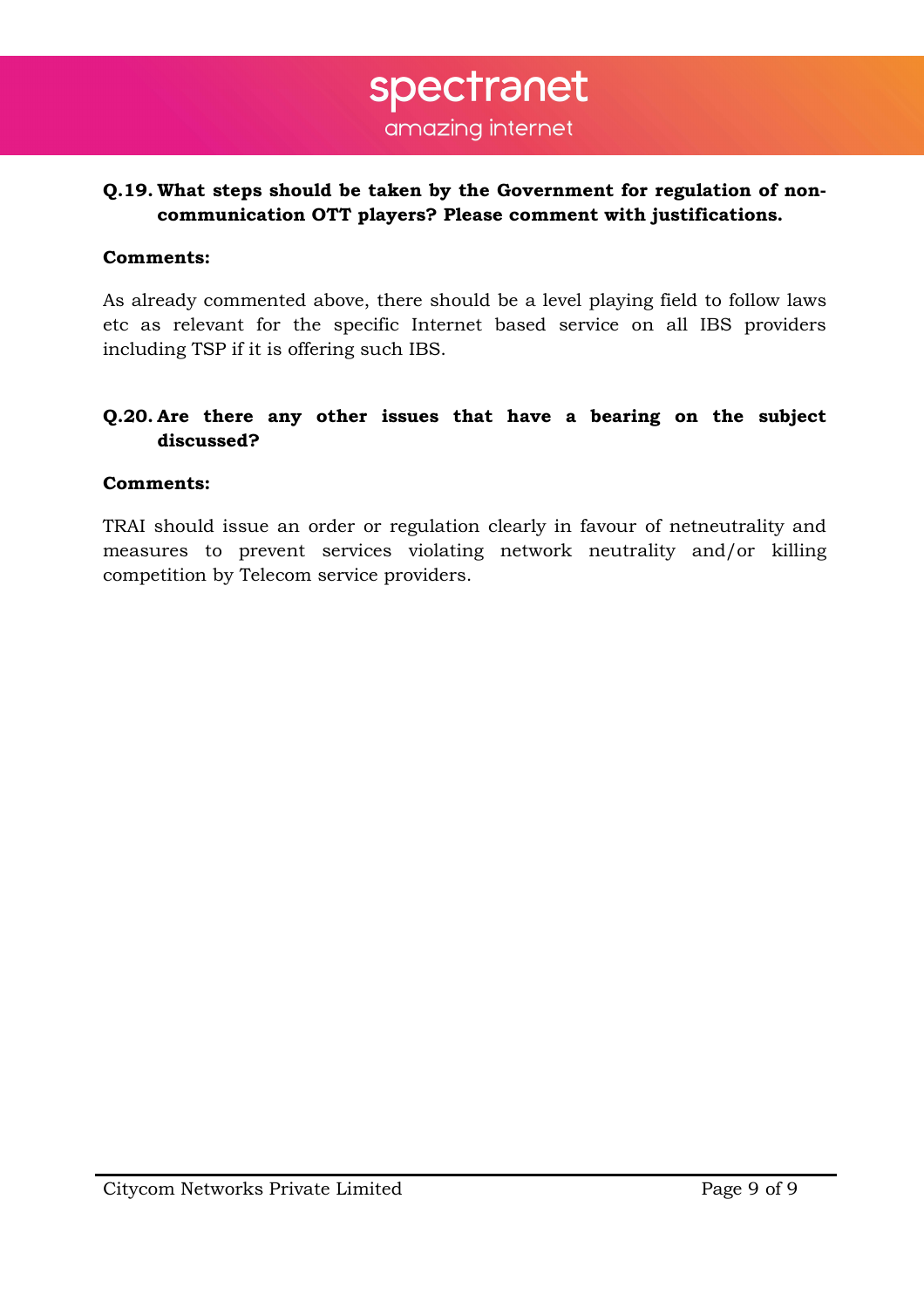**Q.19. What steps should be taken by the Government for regulation of non-communication OTT players? Please comment with justifications.**

**Comments:**

As already commented above, there should be a level playing field to follow laws etc as relevant for the specific Internet based service on all IBS providers including TSP if it is offering such IBS.

**Q.20. Are there any other issues that have a bearing on the subject discussed?**

**Comments:**

TRAI should issue an order or regulation clearly in favour of netneutrality and measures to prevent services violating network neutrality and/or killing competition by Telecom service providers.